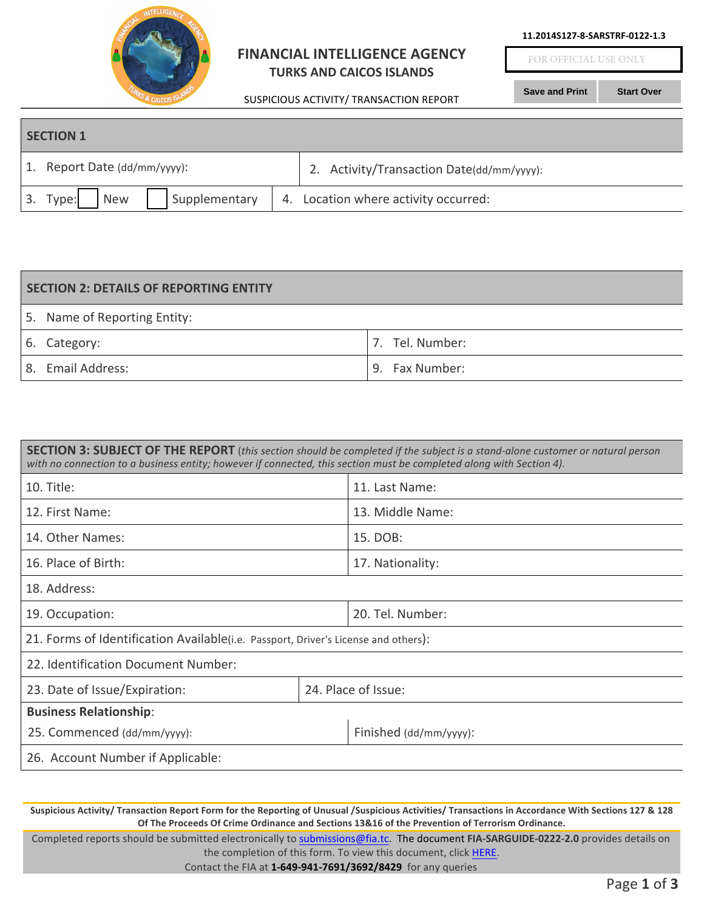11.2014S127-8-SARSTRF-0122-1.3

FOR OFFICIAL USE ONLY

Save and Print | Start Over

# FINANCIAL INTELLIGENCE AGENCY
## TURKS AND CAICOS ISLANDS

SUSPICIOUS ACTIVITY/ TRANSACTION REPORT

| **SECTION 1** | |
|---|---|
| 1. Report Date (dd/mm/yyyy): | 2. Activity/Transaction Date(dd/mm/yyyy): |
| 3. Type: ☐ New ☐ Supplementary | 4. Location where activity occurred: |

| **SECTION 2: DETAILS OF REPORTING ENTITY** | |
|---|---|
| 5. Name of Reporting Entity: | |
| 6. Category: | 7. Tel. Number: |
| 8. Email Address: | 9. Fax Number: |

**SECTION 3: SUBJECT OF THE REPORT** (*this section should be completed if the subject is a stand-alone customer or natural person with no connection to a business entity; however if connected, this section must be completed along with Section 4).*

| | |
|---|---|
| 10. Title: | 11. Last Name: |
| 12. First Name: | 13. Middle Name: |
| 14. Other Names: | 15. DOB: |
| 16. Place of Birth: | 17. Nationality: |
| 18. Address: | |
| 19. Occupation: | 20. Tel. Number: |
| 21. Forms of Identification Available(i.e. Passport, Driver's License and others): | |
| 22. Identification Document Number: | |
| 23. Date of Issue/Expiration: | 24. Place of Issue: |
| **Business Relationship**: | |
| 25. Commenced (dd/mm/yyyy): | Finished (dd/mm/yyyy): |
| 26. Account Number if Applicable: | |

**Suspicious Activity/ Transaction Report Form for the Reporting of Unusual /Suspicious Activities/ Transactions in Accordance With Sections 127 & 128 Of The Proceeds Of Crime Ordinance and Sections 13&16 of the Prevention of Terrorism Ordinance.**

Completed reports should be submitted electronically to submissions@fia.tc. The document **FIA-SARGUIDE-0222-2.0** provides details on the completion of this form. To view this document, click HERE.
Contact the FIA at **1-649-941-7691/3692/8429** for any queries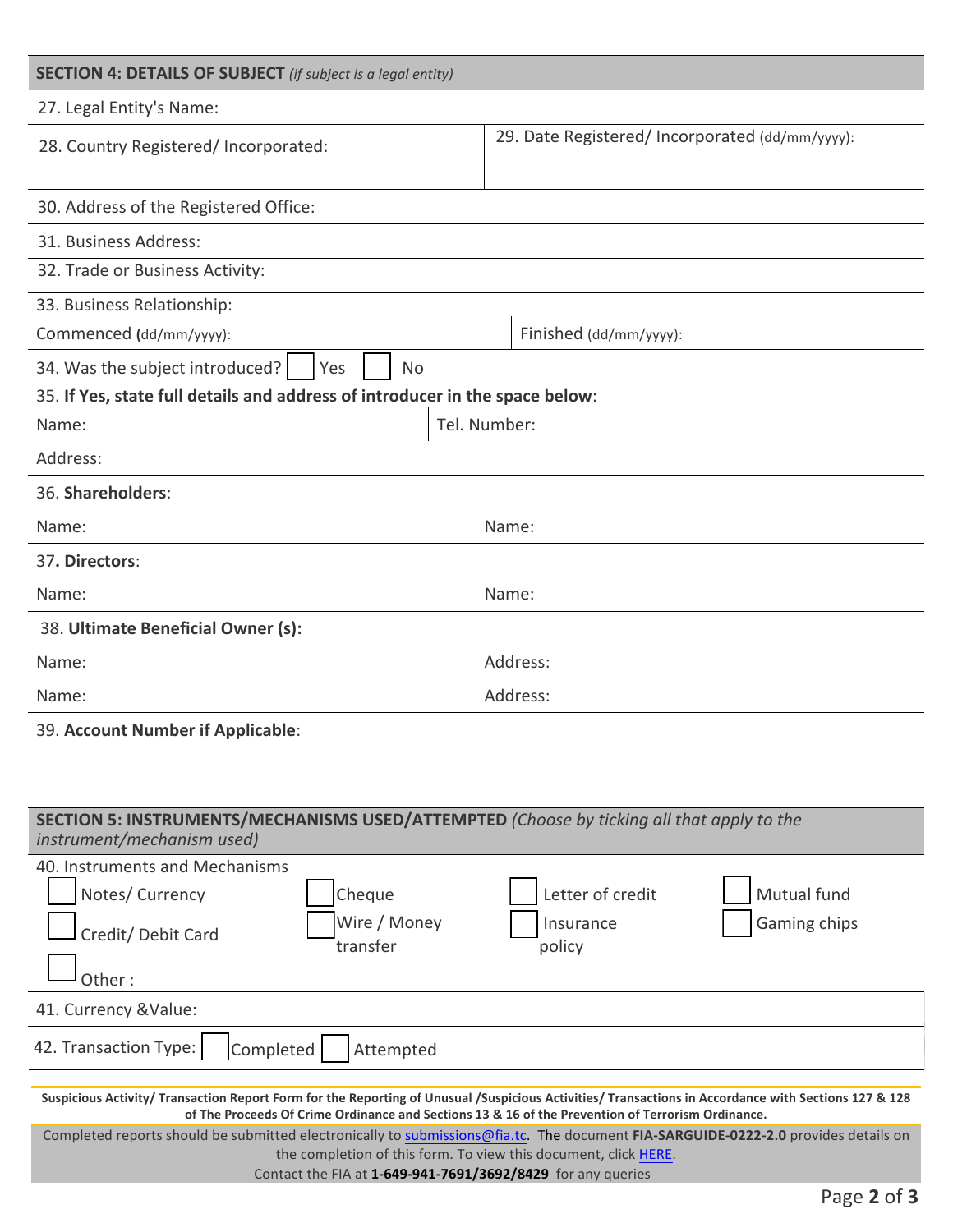## SECTION 4: DETAILS OF SUBJECT *(if subject is a legal entity)*

27. Legal Entity's Name:

| 28. Country Registered/ Incorporated: | 29. Date Registered/ Incorporated (dd/mm/yyyy): |
|---|---|

30. Address of the Registered Office:

31. Business Address:

32. Trade or Business Activity:

33. Business Relationship:

| Commenced (dd/mm/yyyy): | Finished (dd/mm/yyyy): |
|---|---|

34. Was the subject introduced? ☐ Yes ☐ No

35. **If Yes, state full details and address of introducer in the space below**:

| Name: | Tel. Number: |
|---|---|

Address:

36. **Shareholders**:

| Name: | Name: |
|---|---|

37. **Directors**:

| Name: | Name: |
|---|---|

38. **Ultimate Beneficial Owner (s):**

| Name: | Address: |
|---|---|
| Name: | Address: |

39. **Account Number if Applicable**:

## SECTION 5: INSTRUMENTS/MECHANISMS USED/ATTEMPTED *(Choose by ticking all that apply to the instrument/mechanism used)*

40. Instruments and Mechanisms

- ☐ Notes/ Currency
- ☐ Cheque
- ☐ Letter of credit
- ☐ Mutual fund
- ☐ Credit/ Debit Card
- ☐ Wire / Money transfer
- ☐ Insurance policy
- ☐ Gaming chips
- ☐ Other :

41. Currency &Value:

42. Transaction Type: ☐ Completed ☐ Attempted

**Suspicious Activity/ Transaction Report Form for the Reporting of Unusual /Suspicious Activities/ Transactions in Accordance with Sections 127 & 128 of The Proceeds Of Crime Ordinance and Sections 13 & 16 of the Prevention of Terrorism Ordinance.**

Completed reports should be submitted electronically to submissions@fia.tc. The document **FIA-SARGUIDE-0222-2.0** provides details on the completion of this form. To view this document, click HERE.
Contact the FIA at **1-649-941-7691/3692/8429** for any queries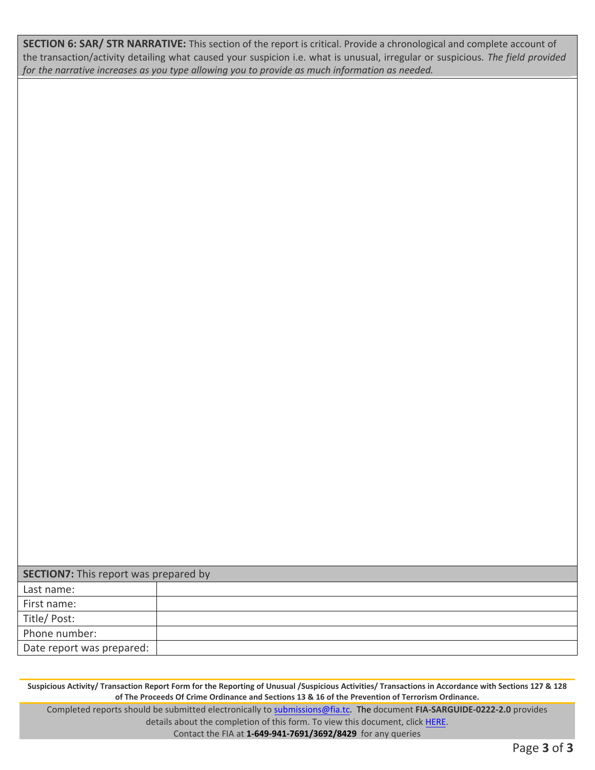**SECTION 6: SAR/ STR NARRATIVE:** This section of the report is critical. Provide a chronological and complete account of the transaction/activity detailing what caused your suspicion i.e. what is unusual, irregular or suspicious. *The field provided for the narrative increases as you type allowing you to provide as much information as needed.*

| **SECTION7:** This report was prepared by | |
|---|---|
| Last name: | |
| First name: | |
| Title/ Post: | |
| Phone number: | |
| Date report was prepared: | |

**Suspicious Activity/ Transaction Report Form for the Reporting of Unusual /Suspicious Activities/ Transactions in Accordance with Sections 127 & 128 of The Proceeds Of Crime Ordinance and Sections 13 & 16 of the Prevention of Terrorism Ordinance.**

Completed reports should be submitted electronically to submissions@fia.tc. The document **FIA-SARGUIDE-0222-2.0** provides details about the completion of this form. To view this document, click HERE.

Contact the FIA at **1-649-941-7691/3692/8429** for any queries